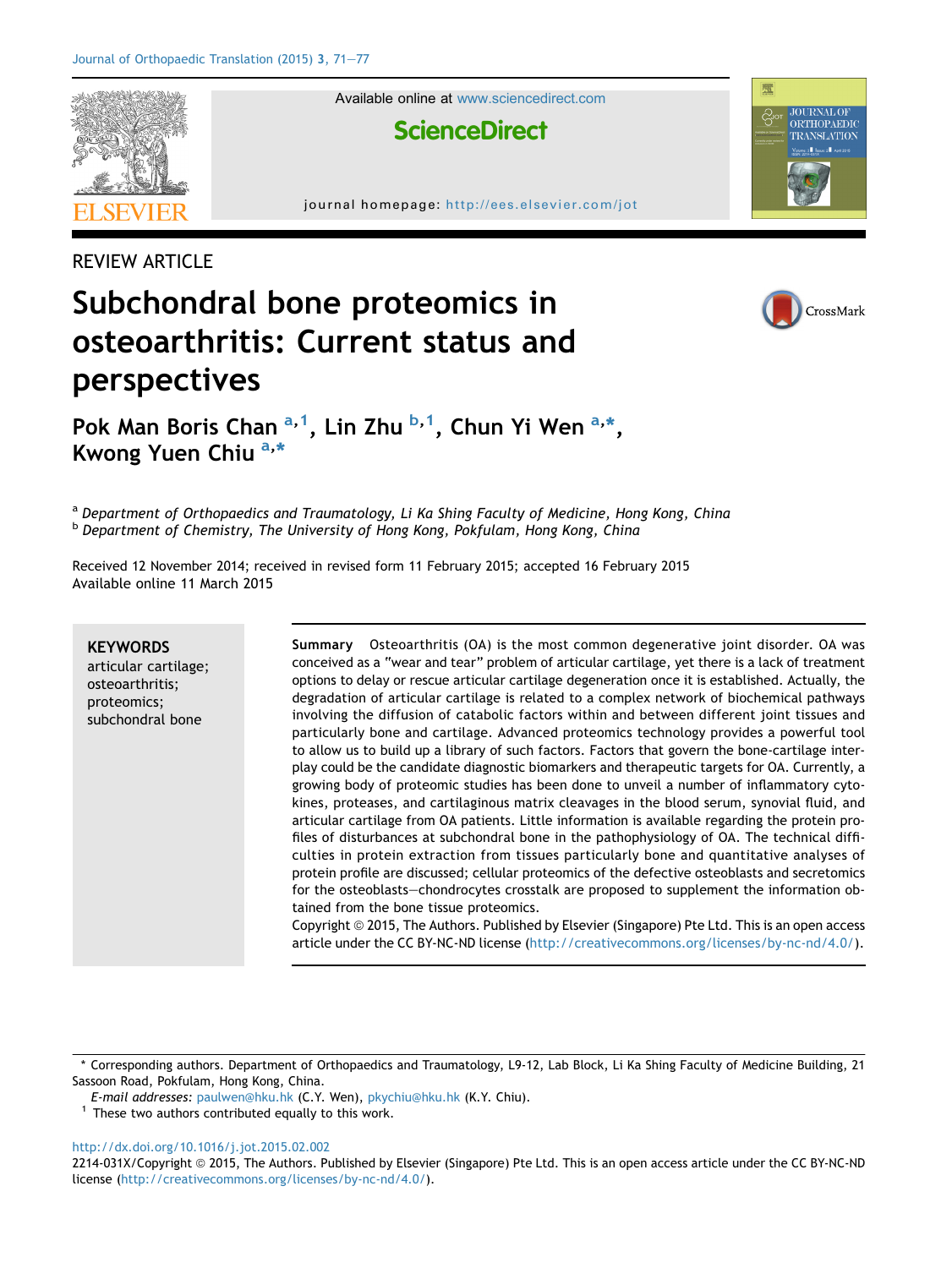REVIEW ARTICLE

# Subchondral bone proteomics in osteoarthritis: Current status and perspectives

Pok Man Boris Chan [a,1], Lin Zhu [b,1], Chun Yi Wen [a,*], Kwong Yuen Chiu [a,*]

[a] *Department of Orthopaedics and Traumatology, Li Ka Shing Faculty of Medicine, Hong Kong, China*
[b] *Department of Chemistry, The University of Hong Kong, Pokfulam, Hong Kong, China*

Received 12 November 2014; received in revised form 11 February 2015; accepted 16 February 2015
Available online 11 March 2015

**KEYWORDS**
articular cartilage;
osteoarthritis;
proteomics;
subchondral bone

**Summary** Osteoarthritis (OA) is the most common degenerative joint disorder. OA was conceived as a "wear and tear" problem of articular cartilage, yet there is a lack of treatment options to delay or rescue articular cartilage degeneration once it is established. Actually, the degradation of articular cartilage is related to a complex network of biochemical pathways involving the diffusion of catabolic factors within and between different joint tissues and particularly bone and cartilage. Advanced proteomics technology provides a powerful tool to allow us to build up a library of such factors. Factors that govern the bone-cartilage interplay could be the candidate diagnostic biomarkers and therapeutic targets for OA. Currently, a growing body of proteomic studies has been done to unveil a number of inflammatory cytokines, proteases, and cartilaginous matrix cleavages in the blood serum, synovial fluid, and articular cartilage from OA patients. Little information is available regarding the protein profiles of disturbances at subchondral bone in the pathophysiology of OA. The technical difficulties in protein extraction from tissues particularly bone and quantitative analyses of protein profile are discussed; cellular proteomics of the defective osteoblasts and secretomics for the osteoblasts—chondrocytes crosstalk are proposed to supplement the information obtained from the bone tissue proteomics.
Copyright © 2015, The Authors. Published by Elsevier (Singapore) Pte Ltd. This is an open access article under the CC BY-NC-ND license (http://creativecommons.org/licenses/by-nc-nd/4.0/).

\* Corresponding authors. Department of Orthopaedics and Traumatology, L9-12, Lab Block, Li Ka Shing Faculty of Medicine Building, 21 Sassoon Road, Pokfulam, Hong Kong, China.
*E-mail addresses:* paulwen@hku.hk (C.Y. Wen), pkychiu@hku.hk (K.Y. Chiu).
[1] These two authors contributed equally to this work.

http://dx.doi.org/10.1016/j.jot.2015.02.002
2214-031X/Copyright © 2015, The Authors. Published by Elsevier (Singapore) Pte Ltd. This is an open access article under the CC BY-NC-ND license (http://creativecommons.org/licenses/by-nc-nd/4.0/).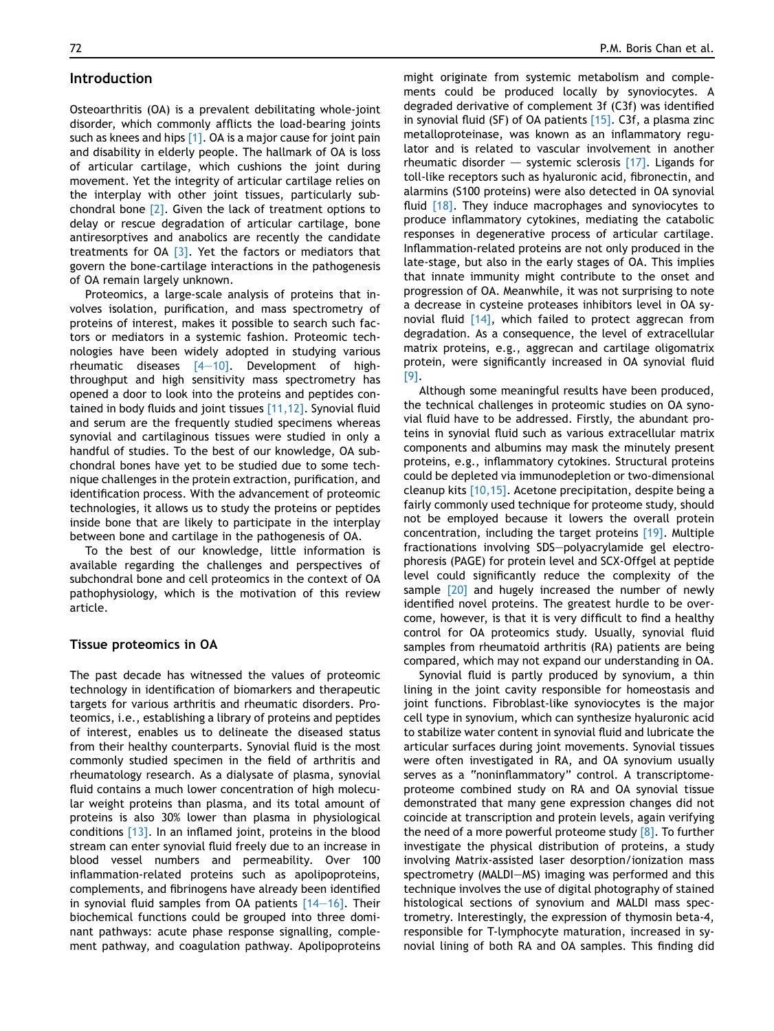## Introduction

Osteoarthritis (OA) is a prevalent debilitating whole-joint disorder, which commonly afflicts the load-bearing joints such as knees and hips [1]. OA is a major cause for joint pain and disability in elderly people. The hallmark of OA is loss of articular cartilage, which cushions the joint during movement. Yet the integrity of articular cartilage relies on the interplay with other joint tissues, particularly subchondral bone [2]. Given the lack of treatment options to delay or rescue degradation of articular cartilage, bone antiresorptives and anabolics are recently the candidate treatments for OA [3]. Yet the factors or mediators that govern the bone-cartilage interactions in the pathogenesis of OA remain largely unknown.

Proteomics, a large-scale analysis of proteins that involves isolation, purification, and mass spectrometry of proteins of interest, makes it possible to search such factors or mediators in a systemic fashion. Proteomic technologies have been widely adopted in studying various rheumatic diseases [4–10]. Development of high-throughput and high sensitivity mass spectrometry has opened a door to look into the proteins and peptides contained in body fluids and joint tissues [11,12]. Synovial fluid and serum are the frequently studied specimens whereas synovial and cartilaginous tissues were studied in only a handful of studies. To the best of our knowledge, OA subchondral bones have yet to be studied due to some technique challenges in the protein extraction, purification, and identification process. With the advancement of proteomic technologies, it allows us to study the proteins or peptides inside bone that are likely to participate in the interplay between bone and cartilage in the pathogenesis of OA.

To the best of our knowledge, little information is available regarding the challenges and perspectives of subchondral bone and cell proteomics in the context of OA pathophysiology, which is the motivation of this review article.

## Tissue proteomics in OA

The past decade has witnessed the values of proteomic technology in identification of biomarkers and therapeutic targets for various arthritis and rheumatic disorders. Proteomics, i.e., establishing a library of proteins and peptides of interest, enables us to delineate the diseased status from their healthy counterparts. Synovial fluid is the most commonly studied specimen in the field of arthritis and rheumatology research. As a dialysate of plasma, synovial fluid contains a much lower concentration of high molecular weight proteins than plasma, and its total amount of proteins is also 30% lower than plasma in physiological conditions [13]. In an inflamed joint, proteins in the blood stream can enter synovial fluid freely due to an increase in blood vessel numbers and permeability. Over 100 inflammation-related proteins such as apolipoproteins, complements, and fibrinogens have already been identified in synovial fluid samples from OA patients [14–16]. Their biochemical functions could be grouped into three dominant pathways: acute phase response signalling, complement pathway, and coagulation pathway. Apolipoproteins might originate from systemic metabolism and complements could be produced locally by synoviocytes. A degraded derivative of complement 3f (C3f) was identified in synovial fluid (SF) of OA patients [15]. C3f, a plasma zinc metalloproteinase, was known as an inflammatory regulator and is related to vascular involvement in another rheumatic disorder — systemic sclerosis [17]. Ligands for toll-like receptors such as hyaluronic acid, fibronectin, and alarmins (S100 proteins) were also detected in OA synovial fluid [18]. They induce macrophages and synoviocytes to produce inflammatory cytokines, mediating the catabolic responses in degenerative process of articular cartilage. Inflammation-related proteins are not only produced in the late-stage, but also in the early stages of OA. This implies that innate immunity might contribute to the onset and progression of OA. Meanwhile, it was not surprising to note a decrease in cysteine proteases inhibitors level in OA synovial fluid [14], which failed to protect aggrecan from degradation. As a consequence, the level of extracellular matrix proteins, e.g., aggrecan and cartilage oligomatrix protein, were significantly increased in OA synovial fluid [9].

Although some meaningful results have been produced, the technical challenges in proteomic studies on OA synovial fluid have to be addressed. Firstly, the abundant proteins in synovial fluid such as various extracellular matrix components and albumins may mask the minutely present proteins, e.g., inflammatory cytokines. Structural proteins could be depleted via immunodepletion or two-dimensional cleanup kits [10,15]. Acetone precipitation, despite being a fairly commonly used technique for proteome study, should not be employed because it lowers the overall protein concentration, including the target proteins [19]. Multiple fractionations involving SDS–polyacrylamide gel electrophoresis (PAGE) for protein level and SCX-Offgel at peptide level could significantly reduce the complexity of the sample [20] and hugely increased the number of newly identified novel proteins. The greatest hurdle to be overcome, however, is that it is very difficult to find a healthy control for OA proteomics study. Usually, synovial fluid samples from rheumatoid arthritis (RA) patients are being compared, which may not expand our understanding in OA.

Synovial fluid is partly produced by synovium, a thin lining in the joint cavity responsible for homeostasis and joint functions. Fibroblast-like synoviocytes is the major cell type in synovium, which can synthesize hyaluronic acid to stabilize water content in synovial fluid and lubricate the articular surfaces during joint movements. Synovial tissues were often investigated in RA, and OA synovium usually serves as a "noninflammatory" control. A transcriptome-proteome combined study on RA and OA synovial tissue demonstrated that many gene expression changes did not coincide at transcription and protein levels, again verifying the need of a more powerful proteome study [8]. To further investigate the physical distribution of proteins, a study involving Matrix-assisted laser desorption/ionization mass spectrometry (MALDI–MS) imaging was performed and this technique involves the use of digital photography of stained histological sections of synovium and MALDI mass spectrometry. Interestingly, the expression of thymosin beta-4, responsible for T-lymphocyte maturation, increased in synovial lining of both RA and OA samples. This finding did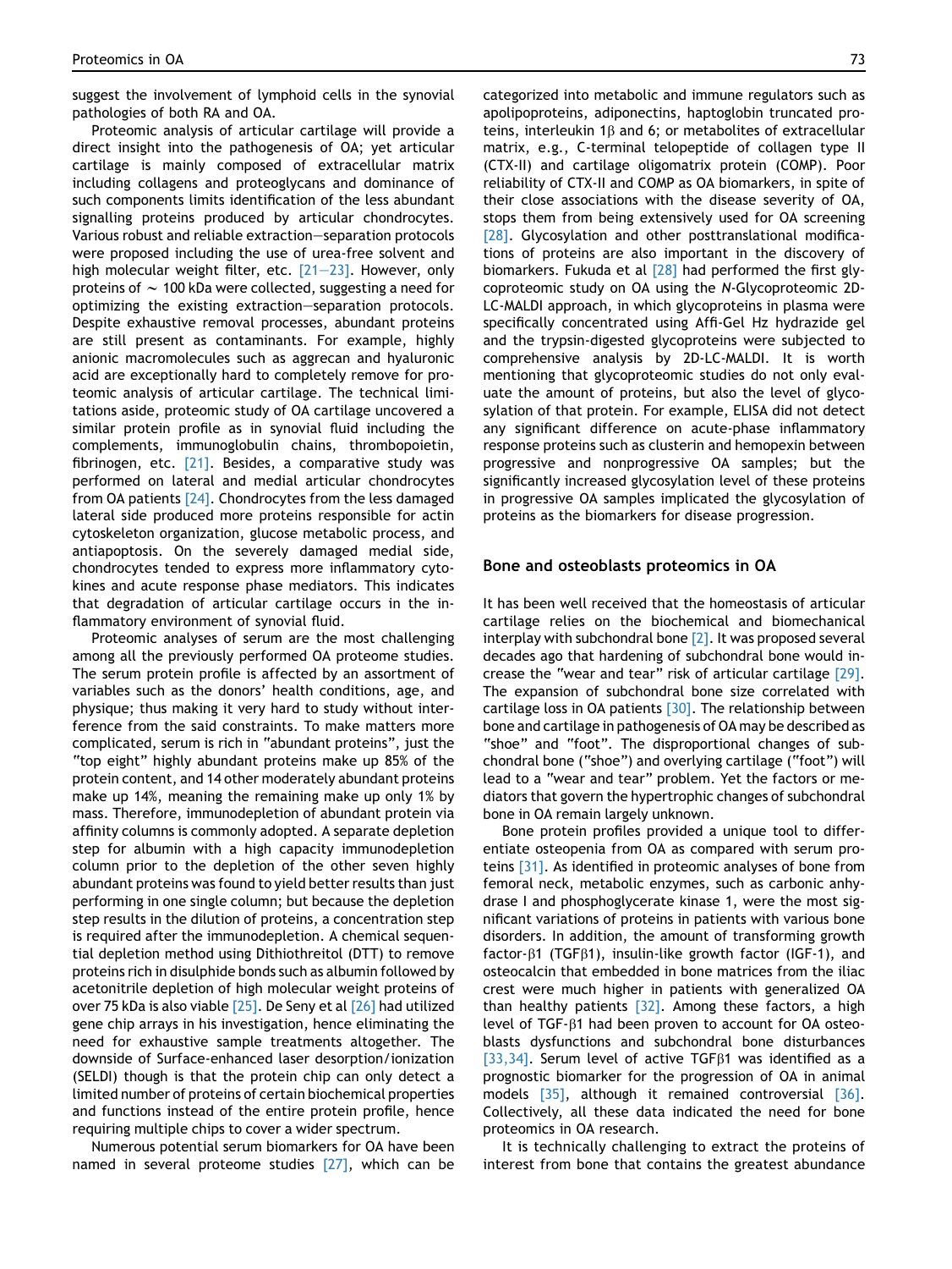suggest the involvement of lymphoid cells in the synovial pathologies of both RA and OA.

Proteomic analysis of articular cartilage will provide a direct insight into the pathogenesis of OA; yet articular cartilage is mainly composed of extracellular matrix including collagens and proteoglycans and dominance of such components limits identification of the less abundant signalling proteins produced by articular chondrocytes. Various robust and reliable extraction–separation protocols were proposed including the use of urea-free solvent and high molecular weight filter, etc. [21–23]. However, only proteins of $\sim$ 100 kDa were collected, suggesting a need for optimizing the existing extraction–separation protocols. Despite exhaustive removal processes, abundant proteins are still present as contaminants. For example, highly anionic macromolecules such as aggrecan and hyaluronic acid are exceptionally hard to completely remove for proteomic analysis of articular cartilage. The technical limitations aside, proteomic study of OA cartilage uncovered a similar protein profile as in synovial fluid including the complements, immunoglobulin chains, thrombopoietin, fibrinogen, etc. [21]. Besides, a comparative study was performed on lateral and medial articular chondrocytes from OA patients [24]. Chondrocytes from the less damaged lateral side produced more proteins responsible for actin cytoskeleton organization, glucose metabolic process, and antiapoptosis. On the severely damaged medial side, chondrocytes tended to express more inflammatory cytokines and acute response phase mediators. This indicates that degradation of articular cartilage occurs in the inflammatory environment of synovial fluid.

Proteomic analyses of serum are the most challenging among all the previously performed OA proteome studies. The serum protein profile is affected by an assortment of variables such as the donors' health conditions, age, and physique; thus making it very hard to study without interference from the said constraints. To make matters more complicated, serum is rich in "abundant proteins", just the "top eight" highly abundant proteins make up 85% of the protein content, and 14 other moderately abundant proteins make up 14%, meaning the remaining make up only 1% by mass. Therefore, immunodepletion of abundant protein via affinity columns is commonly adopted. A separate depletion step for albumin with a high capacity immunodepletion column prior to the depletion of the other seven highly abundant proteins was found to yield better results than just performing in one single column; but because the depletion step results in the dilution of proteins, a concentration step is required after the immunodepletion. A chemical sequential depletion method using Dithiothreitol (DTT) to remove proteins rich in disulphide bonds such as albumin followed by acetonitrile depletion of high molecular weight proteins of over 75 kDa is also viable [25]. De Seny et al [26] had utilized gene chip arrays in his investigation, hence eliminating the need for exhaustive sample treatments altogether. The downside of Surface-enhanced laser desorption/ionization (SELDI) though is that the protein chip can only detect a limited number of proteins of certain biochemical properties and functions instead of the entire protein profile, hence requiring multiple chips to cover a wider spectrum.

Numerous potential serum biomarkers for OA have been named in several proteome studies [27], which can be categorized into metabolic and immune regulators such as apolipoproteins, adiponectins, haptoglobin truncated proteins, interleukin 1β and 6; or metabolites of extracellular matrix, e.g., C-terminal telopeptide of collagen type II (CTX-II) and cartilage oligomatrix protein (COMP). Poor reliability of CTX-II and COMP as OA biomarkers, in spite of their close associations with the disease severity of OA, stops them from being extensively used for OA screening [28]. Glycosylation and other posttranslational modifications of proteins are also important in the discovery of biomarkers. Fukuda et al [28] had performed the first glycoproteomic study on OA using the *N*-Glycoproteomic 2D-LC-MALDI approach, in which glycoproteins in plasma were specifically concentrated using Affi-Gel Hz hydrazide gel and the trypsin-digested glycoproteins were subjected to comprehensive analysis by 2D-LC-MALDI. It is worth mentioning that glycoproteomic studies do not only evaluate the amount of proteins, but also the level of glycosylation of that protein. For example, ELISA did not detect any significant difference on acute-phase inflammatory response proteins such as clusterin and hemopexin between progressive and nonprogressive OA samples; but the significantly increased glycosylation level of these proteins in progressive OA samples implicated the glycosylation of proteins as the biomarkers for disease progression.

## Bone and osteoblasts proteomics in OA

It has been well received that the homeostasis of articular cartilage relies on the biochemical and biomechanical interplay with subchondral bone [2]. It was proposed several decades ago that hardening of subchondral bone would increase the "wear and tear" risk of articular cartilage [29]. The expansion of subchondral bone size correlated with cartilage loss in OA patients [30]. The relationship between bone and cartilage in pathogenesis of OA may be described as "shoe" and "foot". The disproportional changes of subchondral bone ("shoe") and overlying cartilage ("foot") will lead to a "wear and tear" problem. Yet the factors or mediators that govern the hypertrophic changes of subchondral bone in OA remain largely unknown.

Bone protein profiles provided a unique tool to differentiate osteopenia from OA as compared with serum proteins [31]. As identified in proteomic analyses of bone from femoral neck, metabolic enzymes, such as carbonic anhydrase I and phosphoglycerate kinase 1, were the most significant variations of proteins in patients with various bone disorders. In addition, the amount of transforming growth factor-β1 (TGFβ1), insulin-like growth factor (IGF-1), and osteocalcin that embedded in bone matrices from the iliac crest were much higher in patients with generalized OA than healthy patients [32]. Among these factors, a high level of TGF-β1 had been proven to account for OA osteoblasts dysfunctions and subchondral bone disturbances [33,34]. Serum level of active TGFβ1 was identified as a prognostic biomarker for the progression of OA in animal models [35], although it remained controversial [36]. Collectively, all these data indicated the need for bone proteomics in OA research.

It is technically challenging to extract the proteins of interest from bone that contains the greatest abundance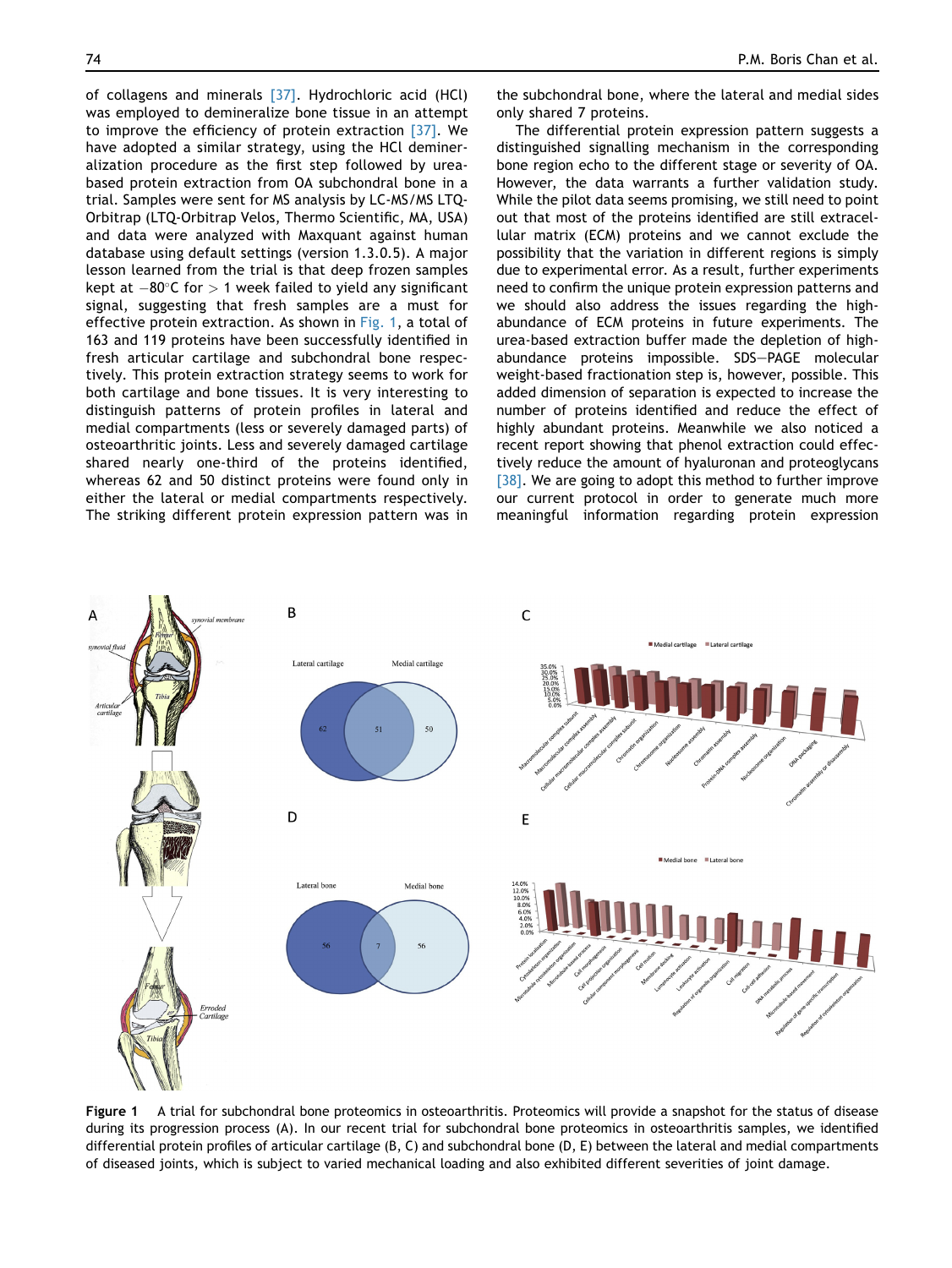of collagens and minerals [37]. Hydrochloric acid (HCl) was employed to demineralize bone tissue in an attempt to improve the efficiency of protein extraction [37]. We have adopted a similar strategy, using the HCl demineralization procedure as the first step followed by urea-based protein extraction from OA subchondral bone in a trial. Samples were sent for MS analysis by LC-MS/MS LTQ-Orbitrap (LTQ-Orbitrap Velos, Thermo Scientific, MA, USA) and data were analyzed with Maxquant against human database using default settings (version 1.3.0.5). A major lesson learned from the trial is that deep frozen samples kept at $-80^{\circ}$C for $>1$ week failed to yield any significant signal, suggesting that fresh samples are a must for effective protein extraction. As shown in Fig. 1, a total of 163 and 119 proteins have been successfully identified in fresh articular cartilage and subchondral bone respectively. This protein extraction strategy seems to work for both cartilage and bone tissues. It is very interesting to distinguish patterns of protein profiles in lateral and medial compartments (less or severely damaged parts) of osteoarthritic joints. Less and severely damaged cartilage shared nearly one-third of the proteins identified, whereas 62 and 50 distinct proteins were found only in either the lateral or medial compartments respectively. The striking different protein expression pattern was in the subchondral bone, where the lateral and medial sides only shared 7 proteins.

The differential protein expression pattern suggests a distinguished signalling mechanism in the corresponding bone region echo to the different stage or severity of OA. However, the data warrants a further validation study. While the pilot data seems promising, we still need to point out that most of the proteins identified are still extracellular matrix (ECM) proteins and we cannot exclude the possibility that the variation in different regions is simply due to experimental error. As a result, further experiments need to confirm the unique protein expression patterns and we should also address the issues regarding the high-abundance of ECM proteins in future experiments. The urea-based extraction buffer made the depletion of high-abundance proteins impossible. SDS–PAGE molecular weight-based fractionation step is, however, possible. This added dimension of separation is expected to increase the number of proteins identified and reduce the effect of highly abundant proteins. Meanwhile we also noticed a recent report showing that phenol extraction could effectively reduce the amount of hyaluronan and proteoglycans [38]. We are going to adopt this method to further improve our current protocol in order to generate much more meaningful information regarding protein expression

**Figure 1** A trial for subchondral bone proteomics in osteoarthritis. Proteomics will provide a snapshot for the status of disease during its progression process (A). In our recent trial for subchondral bone proteomics in osteoarthritis samples, we identified differential protein profiles of articular cartilage (B, C) and subchondral bone (D, E) between the lateral and medial compartments of diseased joints, which is subject to varied mechanical loading and also exhibited different severities of joint damage.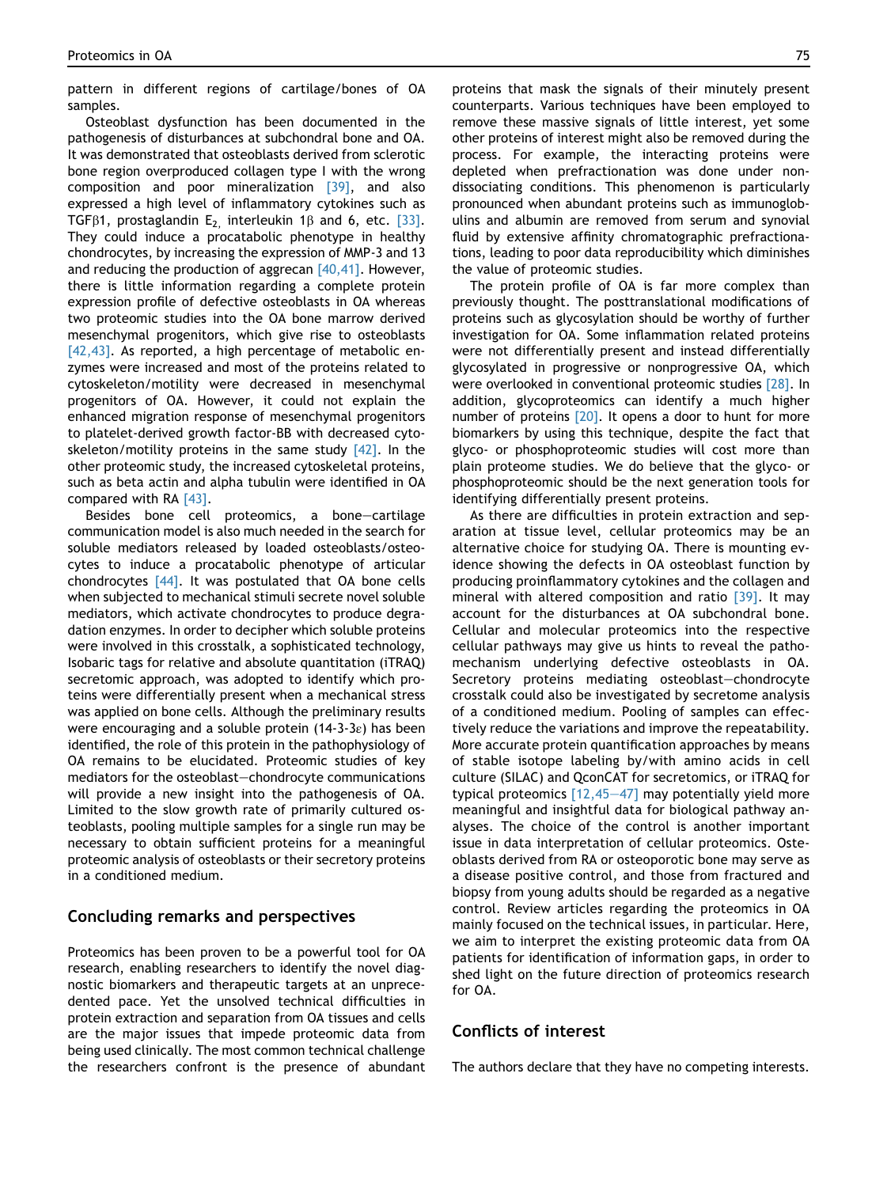pattern in different regions of cartilage/bones of OA samples.

Osteoblast dysfunction has been documented in the pathogenesis of disturbances at subchondral bone and OA. It was demonstrated that osteoblasts derived from sclerotic bone region overproduced collagen type I with the wrong composition and poor mineralization [39], and also expressed a high level of inflammatory cytokines such as TGFβ1, prostaglandin $E_2$, interleukin 1β and 6, etc. [33]. They could induce a procatabolic phenotype in healthy chondrocytes, by increasing the expression of MMP-3 and 13 and reducing the production of aggrecan [40,41]. However, there is little information regarding a complete protein expression profile of defective osteoblasts in OA whereas two proteomic studies into the OA bone marrow derived mesenchymal progenitors, which give rise to osteoblasts [42,43]. As reported, a high percentage of metabolic enzymes were increased and most of the proteins related to cytoskeleton/motility were decreased in mesenchymal progenitors of OA. However, it could not explain the enhanced migration response of mesenchymal progenitors to platelet-derived growth factor-BB with decreased cytoskeleton/motility proteins in the same study [42]. In the other proteomic study, the increased cytoskeletal proteins, such as beta actin and alpha tubulin were identified in OA compared with RA [43].

Besides bone cell proteomics, a bone–cartilage communication model is also much needed in the search for soluble mediators released by loaded osteoblasts/osteocytes to induce a procatabolic phenotype of articular chondrocytes [44]. It was postulated that OA bone cells when subjected to mechanical stimuli secrete novel soluble mediators, which activate chondrocytes to produce degradation enzymes. In order to decipher which soluble proteins were involved in this crosstalk, a sophisticated technology, Isobaric tags for relative and absolute quantitation (iTRAQ) secretomic approach, was adopted to identify which proteins were differentially present when a mechanical stress was applied on bone cells. Although the preliminary results were encouraging and a soluble protein (14-3-3ε) has been identified, the role of this protein in the pathophysiology of OA remains to be elucidated. Proteomic studies of key mediators for the osteoblast–chondrocyte communications will provide a new insight into the pathogenesis of OA. Limited to the slow growth rate of primarily cultured osteoblasts, pooling multiple samples for a single run may be necessary to obtain sufficient proteins for a meaningful proteomic analysis of osteoblasts or their secretory proteins in a conditioned medium.

## Concluding remarks and perspectives

Proteomics has been proven to be a powerful tool for OA research, enabling researchers to identify the novel diagnostic biomarkers and therapeutic targets at an unprecedented pace. Yet the unsolved technical difficulties in protein extraction and separation from OA tissues and cells are the major issues that impede proteomic data from being used clinically. The most common technical challenge the researchers confront is the presence of abundant proteins that mask the signals of their minutely present counterparts. Various techniques have been employed to remove these massive signals of little interest, yet some other proteins of interest might also be removed during the process. For example, the interacting proteins were depleted when prefractionation was done under nondissociating conditions. This phenomenon is particularly pronounced when abundant proteins such as immunoglobulins and albumin are removed from serum and synovial fluid by extensive affinity chromatographic prefractionations, leading to poor data reproducibility which diminishes the value of proteomic studies.

The protein profile of OA is far more complex than previously thought. The posttranslational modifications of proteins such as glycosylation should be worthy of further investigation for OA. Some inflammation related proteins were not differentially present and instead differentially glycosylated in progressive or nonprogressive OA, which were overlooked in conventional proteomic studies [28]. In addition, glycoproteomics can identify a much higher number of proteins [20]. It opens a door to hunt for more biomarkers by using this technique, despite the fact that glyco- or phosphoproteomic studies will cost more than plain proteome studies. We do believe that the glyco- or phosphoproteomic should be the next generation tools for identifying differentially present proteins.

As there are difficulties in protein extraction and separation at tissue level, cellular proteomics may be an alternative choice for studying OA. There is mounting evidence showing the defects in OA osteoblast function by producing proinflammatory cytokines and the collagen and mineral with altered composition and ratio [39]. It may account for the disturbances at OA subchondral bone. Cellular and molecular proteomics into the respective cellular pathways may give us hints to reveal the pathomechanism underlying defective osteoblasts in OA. Secretory proteins mediating osteoblast–chondrocyte crosstalk could also be investigated by secretome analysis of a conditioned medium. Pooling of samples can effectively reduce the variations and improve the repeatability. More accurate protein quantification approaches by means of stable isotope labeling by/with amino acids in cell culture (SILAC) and QconCAT for secretomics, or iTRAQ for typical proteomics [12,45–47] may potentially yield more meaningful and insightful data for biological pathway analyses. The choice of the control is another important issue in data interpretation of cellular proteomics. Osteoblasts derived from RA or osteoporotic bone may serve as a disease positive control, and those from fractured and biopsy from young adults should be regarded as a negative control. Review articles regarding the proteomics in OA mainly focused on the technical issues, in particular. Here, we aim to interpret the existing proteomic data from OA patients for identification of information gaps, in order to shed light on the future direction of proteomics research for OA.

## Conflicts of interest

The authors declare that they have no competing interests.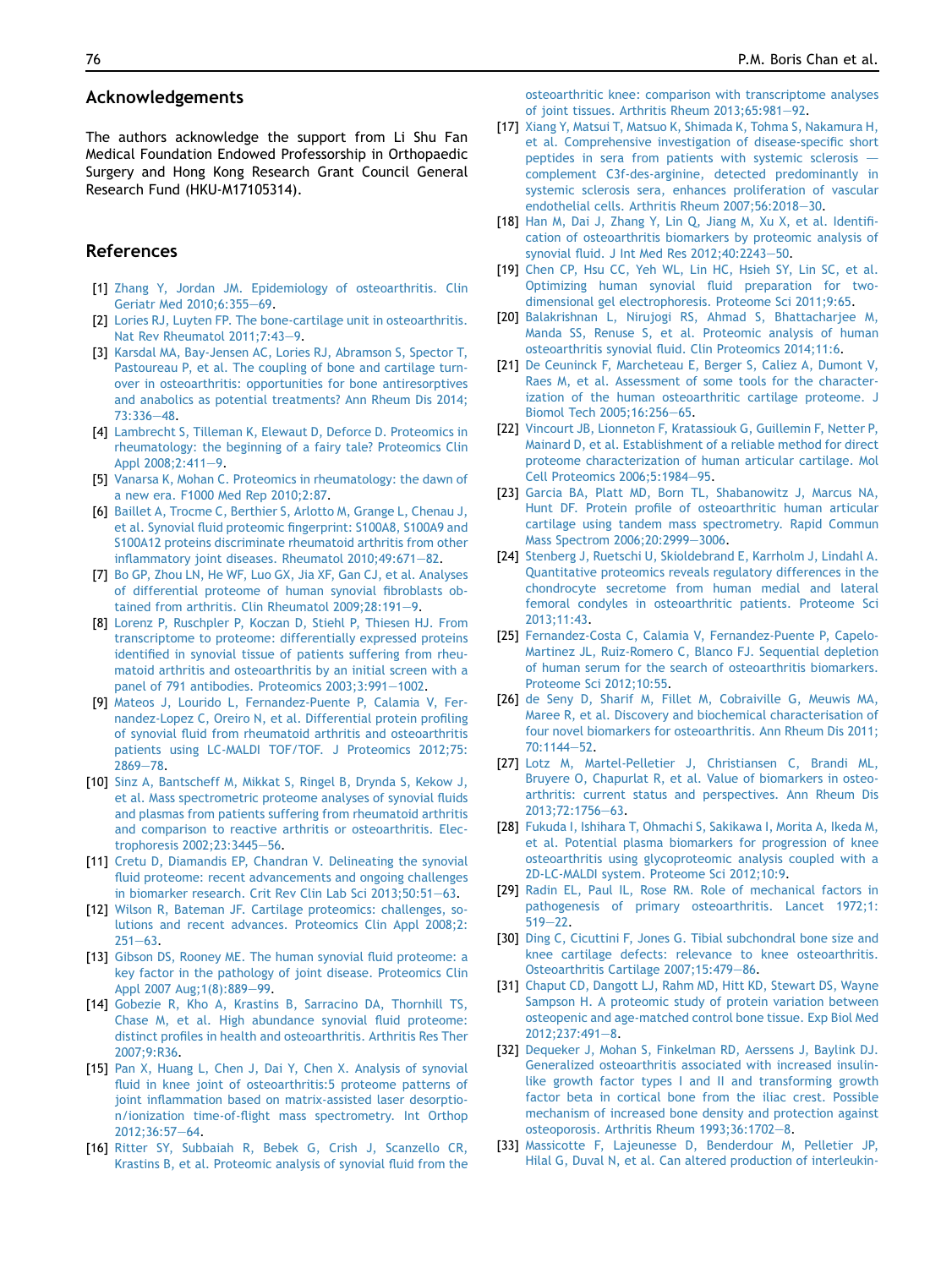## Acknowledgements

The authors acknowledge the support from Li Shu Fan Medical Foundation Endowed Professorship in Orthopaedic Surgery and Hong Kong Research Grant Council General Research Fund (HKU-M17105314).

## References

[1] Zhang Y, Jordan JM. Epidemiology of osteoarthritis. Clin Geriatr Med 2010;6:355—69.

[2] Lories RJ, Luyten FP. The bone-cartilage unit in osteoarthritis. Nat Rev Rheumatol 2011;7:43—9.

[3] Karsdal MA, Bay-Jensen AC, Lories RJ, Abramson S, Spector T, Pastoureau P, et al. The coupling of bone and cartilage turnover in osteoarthritis: opportunities for bone antiresorptives and anabolics as potential treatments? Ann Rheum Dis 2014; 73:336—48.

[4] Lambrecht S, Tilleman K, Elewaut D, Deforce D. Proteomics in rheumatology: the beginning of a fairy tale? Proteomics Clin Appl 2008;2:411—9.

[5] Vanarsa K, Mohan C. Proteomics in rheumatology: the dawn of a new era. F1000 Med Rep 2010;2:87.

[6] Baillet A, Trocme C, Berthier S, Arlotto M, Grange L, Chenau J, et al. Synovial fluid proteomic fingerprint: S100A8, S100A9 and S100A12 proteins discriminate rheumatoid arthritis from other inflammatory joint diseases. Rheumatol 2010;49:671—82.

[7] Bo GP, Zhou LN, He WF, Luo GX, Jia XF, Gan CJ, et al. Analyses of differential proteome of human synovial fibroblasts obtained from arthritis. Clin Rheumatol 2009;28:191—9.

[8] Lorenz P, Ruschpler P, Koczan D, Stiehl P, Thiesen HJ. From transcriptome to proteome: differentially expressed proteins identified in synovial tissue of patients suffering from rheumatoid arthritis and osteoarthritis by an initial screen with a panel of 791 antibodies. Proteomics 2003;3:991—1002.

[9] Mateos J, Lourido L, Fernandez-Puente P, Calamia V, Fernandez-Lopez C, Oreiro N, et al. Differential protein profiling of synovial fluid from rheumatoid arthritis and osteoarthritis patients using LC-MALDI TOF/TOF. J Proteomics 2012;75: 2869—78.

[10] Sinz A, Bantscheff M, Mikkat S, Ringel B, Drynda S, Kekow J, et al. Mass spectrometric proteome analyses of synovial fluids and plasmas from patients suffering from rheumatoid arthritis and comparison to reactive arthritis or osteoarthritis. Electrophoresis 2002;23:3445—56.

[11] Cretu D, Diamandis EP, Chandran V. Delineating the synovial fluid proteome: recent advancements and ongoing challenges in biomarker research. Crit Rev Clin Lab Sci 2013;50:51—63.

[12] Wilson R, Bateman JF. Cartilage proteomics: challenges, solutions and recent advances. Proteomics Clin Appl 2008;2: 251—63.

[13] Gibson DS, Rooney ME. The human synovial fluid proteome: a key factor in the pathology of joint disease. Proteomics Clin Appl 2007 Aug;1(8):889—99.

[14] Gobezie R, Kho A, Krastins B, Sarracino DA, Thornhill TS, Chase M, et al. High abundance synovial fluid proteome: distinct profiles in health and osteoarthritis. Arthritis Res Ther 2007;9:R36.

[15] Pan X, Huang L, Chen J, Dai Y, Chen X. Analysis of synovial fluid in knee joint of osteoarthritis:5 proteome patterns of joint inflammation based on matrix-assisted laser desorption/ionization time-of-flight mass spectrometry. Int Orthop 2012;36:57—64.

[16] Ritter SY, Subbaiah R, Bebek G, Crish J, Scanzello CR, Krastins B, et al. Proteomic analysis of synovial fluid from the osteoarthritic knee: comparison with transcriptome analyses of joint tissues. Arthritis Rheum 2013;65:981—92.

[17] Xiang Y, Matsui T, Matsuo K, Shimada K, Tohma S, Nakamura H, et al. Comprehensive investigation of disease-specific short peptides in sera from patients with systemic sclerosis — complement C3f-des-arginine, detected predominantly in systemic sclerosis sera, enhances proliferation of vascular endothelial cells. Arthritis Rheum 2007;56:2018—30.

[18] Han M, Dai J, Zhang Y, Lin Q, Jiang M, Xu X, et al. Identification of osteoarthritis biomarkers by proteomic analysis of synovial fluid. J Int Med Res 2012;40:2243—50.

[19] Chen CP, Hsu CC, Yeh WL, Lin HC, Hsieh SY, Lin SC, et al. Optimizing human synovial fluid preparation for two-dimensional gel electrophoresis. Proteome Sci 2011;9:65.

[20] Balakrishnan L, Nirujogi RS, Ahmad S, Bhattacharjee M, Manda SS, Renuse S, et al. Proteomic analysis of human osteoarthritis synovial fluid. Clin Proteomics 2014;11:6.

[21] De Ceuninck F, Marcheteau E, Berger S, Caliez A, Dumont V, Raes M, et al. Assessment of some tools for the characterization of the human osteoarthritic cartilage proteome. J Biomol Tech 2005;16:256—65.

[22] Vincourt JB, Lionneton F, Kratassiouk G, Guillemin F, Netter P, Mainard D, et al. Establishment of a reliable method for direct proteome characterization of human articular cartilage. Mol Cell Proteomics 2006;5:1984—95.

[23] Garcia BA, Platt MD, Born TL, Shabanowitz J, Marcus NA, Hunt DF. Protein profile of osteoarthritic human articular cartilage using tandem mass spectrometry. Rapid Commun Mass Spectrom 2006;20:2999—3006.

[24] Stenberg J, Ruetschi U, Skioldebrand E, Karrholm J, Lindahl A. Quantitative proteomics reveals regulatory differences in the chondrocyte secretome from human medial and lateral femoral condyles in osteoarthritic patients. Proteome Sci 2013;11:43.

[25] Fernandez-Costa C, Calamia V, Fernandez-Puente P, Capelo-Martinez JL, Ruiz-Romero C, Blanco FJ. Sequential depletion of human serum for the search of osteoarthritis biomarkers. Proteome Sci 2012;10:55.

[26] de Seny D, Sharif M, Fillet M, Cobraiville G, Meuwis MA, Maree R, et al. Discovery and biochemical characterisation of four novel biomarkers for osteoarthritis. Ann Rheum Dis 2011; 70:1144—52.

[27] Lotz M, Martel-Pelletier J, Christiansen C, Brandi ML, Bruyere O, Chapurlat R, et al. Value of biomarkers in osteoarthritis: current status and perspectives. Ann Rheum Dis 2013;72:1756—63.

[28] Fukuda I, Ishihara T, Ohmachi S, Sakikawa I, Morita A, Ikeda M, et al. Potential plasma biomarkers for progression of knee osteoarthritis using glycoproteomic analysis coupled with a 2D-LC-MALDI system. Proteome Sci 2012;10:9.

[29] Radin EL, Paul IL, Rose RM. Role of mechanical factors in pathogenesis of primary osteoarthritis. Lancet 1972;1: 519—22.

[30] Ding C, Cicuttini F, Jones G. Tibial subchondral bone size and knee cartilage defects: relevance to knee osteoarthritis. Osteoarthritis Cartilage 2007;15:479—86.

[31] Chaput CD, Dangott LJ, Rahm MD, Hitt KD, Stewart DS, Wayne Sampson H. A proteomic study of protein variation between osteopenic and age-matched control bone tissue. Exp Biol Med 2012;237:491—8.

[32] Dequeker J, Mohan S, Finkelman RD, Aerssens J, Baylink DJ. Generalized osteoarthritis associated with increased insulin-like growth factor types I and II and transforming growth factor beta in cortical bone from the iliac crest. Possible mechanism of increased bone density and protection against osteoporosis. Arthritis Rheum 1993;36:1702—8.

[33] Massicotte F, Lajeunesse D, Benderdour M, Pelletier JP, Hilal G, Duval N, et al. Can altered production of interleukin-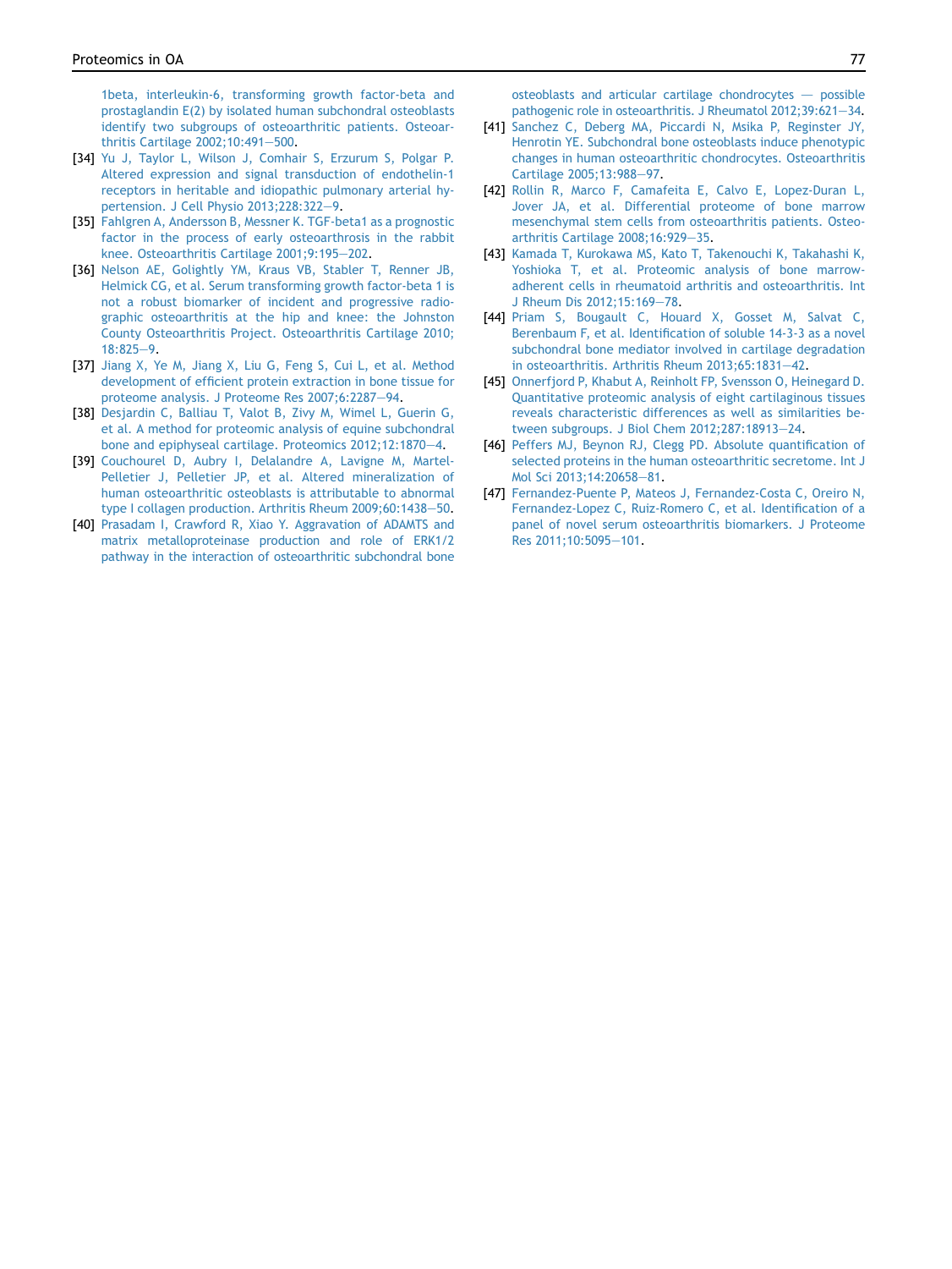1beta, interleukin-6, transforming growth factor-beta and prostaglandin E(2) by isolated human subchondral osteoblasts identify two subgroups of osteoarthritic patients. Osteoarthritis Cartilage 2002;10:491—500.

[34] Yu J, Taylor L, Wilson J, Comhair S, Erzurum S, Polgar P. Altered expression and signal transduction of endothelin-1 receptors in heritable and idiopathic pulmonary arterial hypertension. J Cell Physio 2013;228:322—9.

[35] Fahlgren A, Andersson B, Messner K. TGF-beta1 as a prognostic factor in the process of early osteoarthrosis in the rabbit knee. Osteoarthritis Cartilage 2001;9:195—202.

[36] Nelson AE, Golightly YM, Kraus VB, Stabler T, Renner JB, Helmick CG, et al. Serum transforming growth factor-beta 1 is not a robust biomarker of incident and progressive radiographic osteoarthritis at the hip and knee: the Johnston County Osteoarthritis Project. Osteoarthritis Cartilage 2010;18:825—9.

[37] Jiang X, Ye M, Jiang X, Liu G, Feng S, Cui L, et al. Method development of efficient protein extraction in bone tissue for proteome analysis. J Proteome Res 2007;6:2287—94.

[38] Desjardin C, Balliau T, Valot B, Zivy M, Wimel L, Guerin G, et al. A method for proteomic analysis of equine subchondral bone and epiphyseal cartilage. Proteomics 2012;12:1870—4.

[39] Couchourel D, Aubry I, Delalandre A, Lavigne M, Martel-Pelletier J, Pelletier JP, et al. Altered mineralization of human osteoarthritic osteoblasts is attributable to abnormal type I collagen production. Arthritis Rheum 2009;60:1438—50.

[40] Prasadam I, Crawford R, Xiao Y. Aggravation of ADAMTS and matrix metalloproteinase production and role of ERK1/2 pathway in the interaction of osteoarthritic subchondral bone osteoblasts and articular cartilage chondrocytes — possible pathogenic role in osteoarthritis. J Rheumatol 2012;39:621—34.

[41] Sanchez C, Deberg MA, Piccardi N, Msika P, Reginster JY, Henrotin YE. Subchondral bone osteoblasts induce phenotypic changes in human osteoarthritic chondrocytes. Osteoarthritis Cartilage 2005;13:988—97.

[42] Rollin R, Marco F, Camafeita E, Calvo E, Lopez-Duran L, Jover JA, et al. Differential proteome of bone marrow mesenchymal stem cells from osteoarthritis patients. Osteoarthritis Cartilage 2008;16:929—35.

[43] Kamada T, Kurokawa MS, Kato T, Takenouchi K, Takahashi K, Yoshioka T, et al. Proteomic analysis of bone marrow-adherent cells in rheumatoid arthritis and osteoarthritis. Int J Rheum Dis 2012;15:169—78.

[44] Priam S, Bougault C, Houard X, Gosset M, Salvat C, Berenbaum F, et al. Identification of soluble 14-3-3 as a novel subchondral bone mediator involved in cartilage degradation in osteoarthritis. Arthritis Rheum 2013;65:1831—42.

[45] Onnerfjord P, Khabut A, Reinholt FP, Svensson O, Heinegard D. Quantitative proteomic analysis of eight cartilaginous tissues reveals characteristic differences as well as similarities between subgroups. J Biol Chem 2012;287:18913—24.

[46] Peffers MJ, Beynon RJ, Clegg PD. Absolute quantification of selected proteins in the human osteoarthritic secretome. Int J Mol Sci 2013;14:20658—81.

[47] Fernandez-Puente P, Mateos J, Fernandez-Costa C, Oreiro N, Fernandez-Lopez C, Ruiz-Romero C, et al. Identification of a panel of novel serum osteoarthritis biomarkers. J Proteome Res 2011;10:5095—101.